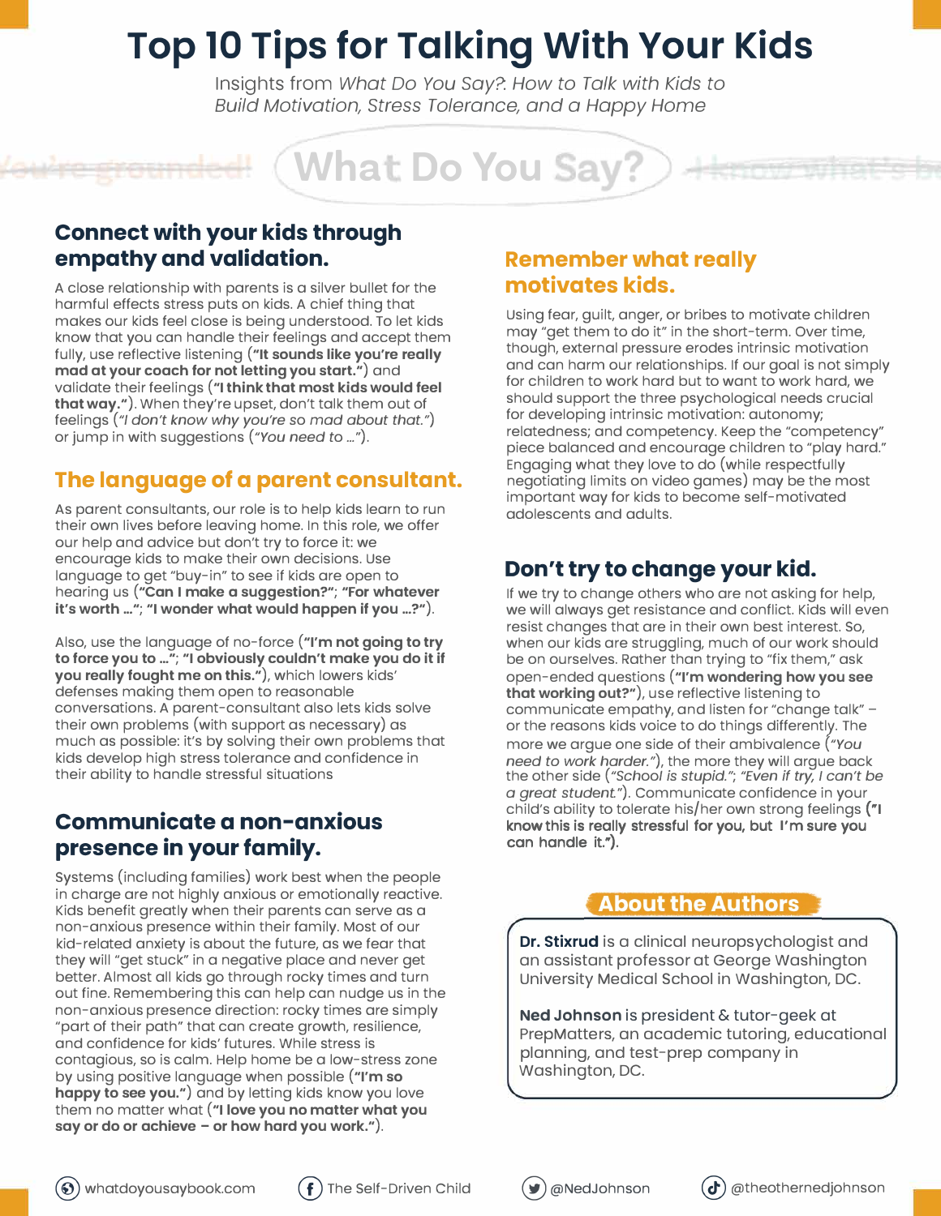# Top 10 Tips for Talking With Your Kids

Insights from *What Do You Say?: How to Talk with Kids to Build Motivation, Stress Tolerance, and a Happy Home*

What Do You Say?

## Connect with your kids through empathy and validation.

A close relationship with parents is a silver bullet for the harmful effects stress puts on kids. A chief thing that makes our kids feel close is being understood. To let kids know that you can handle their feelings and accept them fully, use reflective listening (**"It sounds like you're really mad at your coach for not letting you start."**) and validate their feelings (**"I think that most kids would feel that way."**). When they're upset, don't talk them out of feelings (*"I don't know why you're so mad about that."*) or jump in with suggestions (*"You need to ..."*).

## The language of a parent consultant.

As parent consultants, our role is to help kids learn to run their own lives before leaving home. In this role, we offer our help and advice but don't try to force it: we encourage kids to make their own decisions. Use language to get "buy-in" to see if kids are open to hearing us (**"Can I make a suggestion?"; "For whatever it's worth ..."; "I wonder what would happen if you ...?"**).

Also, use the language of no-force (**"I'm not going to try to force you to ..."; "I obviously couldn't make you do it if you really fought me on this."**), which lowers kids' defenses making them open to reasonable conversations. A parent-consultant also lets kids solve their own problems (with support as necessary) as much as possible: it's by solving their own problems that kids develop high stress tolerance and confidence in their ability to handle stressful situations

## Communicate a non-anxious presence in your family.

Systems (including families) work best when the people in charge are not highly anxious or emotionally reactive. Kids benefit greatly when their parents can serve as a non-anxious presence within their family. Most of our kid-related anxiety is about the future, as we fear that they will "get stuck" in a negative place and never get better. Almost all kids go through rocky times and turn out fine. Remembering this can help can nudge us in the non-anxious presence direction: rocky times are simply "part of their path" that can create growth, resilience, and confidence for kids' futures. While stress is contagious, so is calm. Help home be a low-stress zone by using positive language when possible (**"I'm so happy to see you."**) and by letting kids know you love them no matter what (**"I love you no matter what you say or do or achieve – or how hard you work."**).

## Remember what really motivates kids.

Using fear, guilt, anger, or bribes to motivate children may "get them to do it" in the short-term. Over time, though, external pressure erodes intrinsic motivation and can harm our relationships. If our goal is not simply for children to work hard but to want to work hard, we should support the three psychological needs crucial for developing intrinsic motivation: autonomy; relatedness; and competency. Keep the "competency" piece balanced and encourage children to "play hard." Engaging what they love to do (while respectfully negotiating limits on video games) may be the most important way for kids to become self-motivated adolescents and adults.

## Don't try to change your kid.

If we try to change others who are not asking for help, we will always get resistance and conflict. Kids will even resist changes that are in their own best interest. So, when our kids are struggling, much of our work should be on ourselves. Rather than trying to "fix them," ask open-ended questions (**"I'm wondering how you see that working out?"**), use reflective listening to communicate empathy, and listen for "change talk" – or the reasons kids voice to do things differently. The more we argue one side of their ambivalence (*"You need to work harder."*), the more they will argue back the other side (*"School is stupid."; "Even if try, I can't be a great student."*). Communicate confidence in your child's ability to tolerate his/her own strong feelings (**"I know this is really stressful for you, but I'm sure you can handle it."**).

## About the Authors

**Dr. Stixrud** is a clinical neuropsychologist and an assistant professor at George Washington University Medical School in Washington, DC.

**Ned Johnson** is president & tutor-geek at PrepMatters, an academic tutoring, educational planning, and test-prep company in Washington, DC.

whatdoyousaybook.com | The Self-Driven Child | @NedJohnson | @theotherned johnson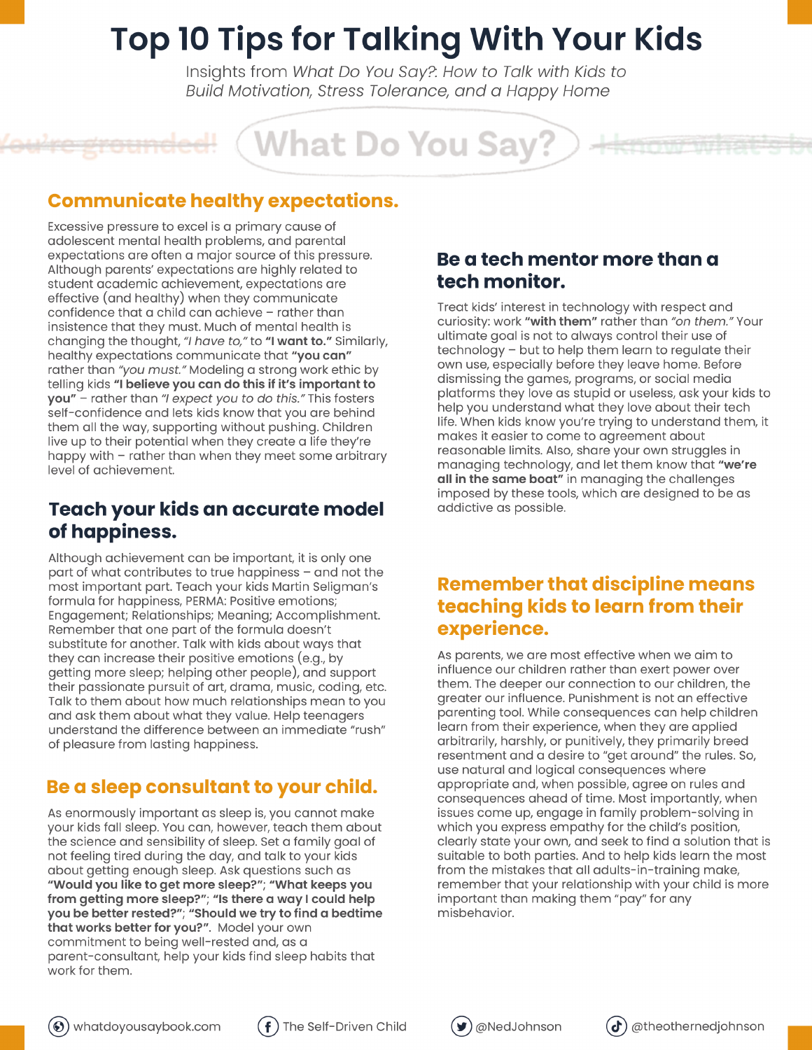# Top 10 Tips for Talking With Your Kids

Insights from *What Do You Say?: How to Talk with Kids to Build Motivation, Stress Tolerance, and a Happy Home*

You're grounded! What Do You Say? I know what's be

## Communicate healthy expectations.

Excessive pressure to excel is a primary cause of adolescent mental health problems, and parental expectations are often a major source of this pressure. Although parents' expectations are highly related to student academic achievement, expectations are effective (and healthy) when they communicate confidence that a child can achieve – rather than insistence that they must. Much of mental health is changing the thought, *"I have to,"* to **"I want to."** Similarly, healthy expectations communicate that **"you can"** rather than *"you must."* Modeling a strong work ethic by telling kids **"I believe you can do this if it's important to you"** – rather than *"I expect you to do this."* This fosters self-confidence and lets kids know that you are behind them all the way, supporting without pushing. Children live up to their potential when they create a life they're happy with – rather than when they meet some arbitrary level of achievement.

## Teach your kids an accurate model of happiness.

Although achievement can be important, it is only one part of what contributes to true happiness – and not the most important part. Teach your kids Martin Seligman's formula for happiness, PERMA: Positive emotions; Engagement; Relationships; Meaning; Accomplishment. Remember that one part of the formula doesn't substitute for another. Talk with kids about ways that they can increase their positive emotions (e.g., by getting more sleep; helping other people), and support their passionate pursuit of art, drama, music, coding, etc. Talk to them about how much relationships mean to you and ask them about what they value. Help teenagers understand the difference between an immediate "rush" of pleasure from lasting happiness.

## Be a sleep consultant to your child.

As enormously important as sleep is, you cannot make your kids fall sleep. You can, however, teach them about the science and sensibility of sleep. Set a family goal of not feeling tired during the day, and talk to your kids about getting enough sleep. Ask questions such as **"Would you like to get more sleep?"**; **"What keeps you from getting more sleep?"**; **"Is there a way I could help you be better rested?"**; **"Should we try to find a bedtime that works better for you?"**. Model your own commitment to being well-rested and, as a parent-consultant, help your kids find sleep habits that work for them.

## Be a tech mentor more than a tech monitor.

Treat kids' interest in technology with respect and curiosity: work **"with them"** rather than *"on them."* Your ultimate goal is not to always control their use of technology – but to help them learn to regulate their own use, especially before they leave home. Before dismissing the games, programs, or social media platforms they love as stupid or useless, ask your kids to help you understand what they love about their tech life. When kids know you're trying to understand them, it makes it easier to come to agreement about reasonable limits. Also, share your own struggles in managing technology, and let them know that **"we're all in the same boat"** in managing the challenges imposed by these tools, which are designed to be as addictive as possible.

## Remember that discipline means teaching kids to learn from their experience.

As parents, we are most effective when we aim to influence our children rather than exert power over them. The deeper our connection to our children, the greater our influence. Punishment is not an effective parenting tool. While consequences can help children learn from their experience, when they are applied arbitrarily, harshly, or punitively, they primarily breed resentment and a desire to "get around" the rules. So, use natural and logical consequences where appropriate and, when possible, agree on rules and consequences ahead of time. Most importantly, when issues come up, engage in family problem-solving in which you express empathy for the child's position, clearly state your own, and seek to find a solution that is suitable to both parties. And to help kids learn the most from the mistakes that all adults-in-training make, remember that your relationship with your child is more important than making them "pay" for any misbehavior.

whatdoyousaybook.com | The Self-Driven Child | @NedJohnson | @theotherNedJohnson